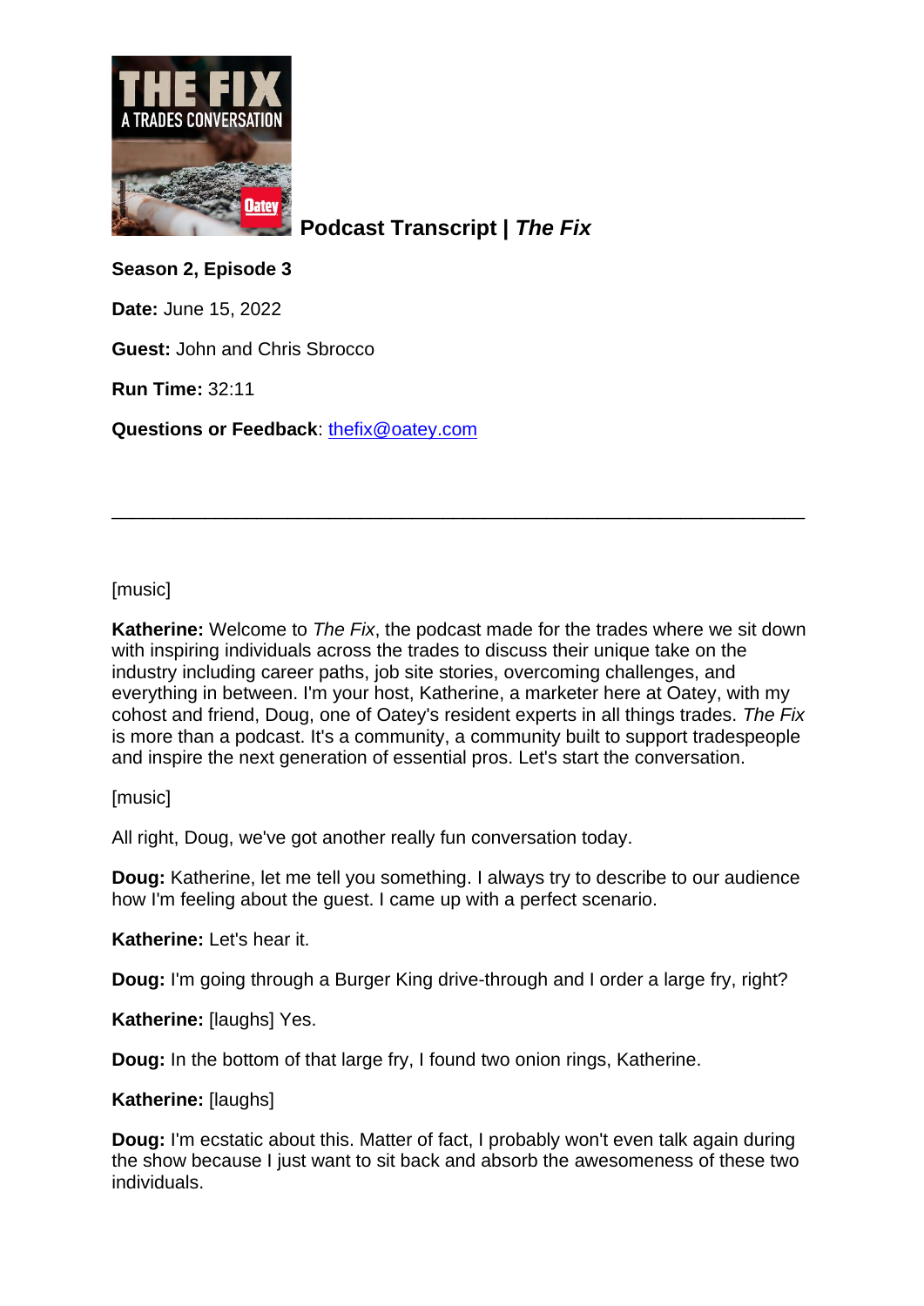# Podcast Transcript | *The Fix*

**Season 2, Episode 3**

**Date:** June 15, 2022

**Guest:** John and Chris Sbrocco

**Run Time:** 32:11

**Questions or Feedback**: thefix@oatey.com

---

[music]

**Katherine:** Welcome to *The Fix*, the podcast made for the trades where we sit down with inspiring individuals across the trades to discuss their unique take on the industry including career paths, job site stories, overcoming challenges, and everything in between. I'm your host, Katherine, a marketer here at Oatey, with my cohost and friend, Doug, one of Oatey's resident experts in all things trades. *The Fix* is more than a podcast. It's a community, a community built to support tradespeople and inspire the next generation of essential pros. Let's start the conversation.

[music]

All right, Doug, we've got another really fun conversation today.

**Doug:** Katherine, let me tell you something. I always try to describe to our audience how I'm feeling about the guest. I came up with a perfect scenario.

**Katherine:** Let's hear it.

**Doug:** I'm going through a Burger King drive-through and I order a large fry, right?

**Katherine:** [laughs] Yes.

**Doug:** In the bottom of that large fry, I found two onion rings, Katherine.

**Katherine:** [laughs]

**Doug:** I'm ecstatic about this. Matter of fact, I probably won't even talk again during the show because I just want to sit back and absorb the awesomeness of these two individuals.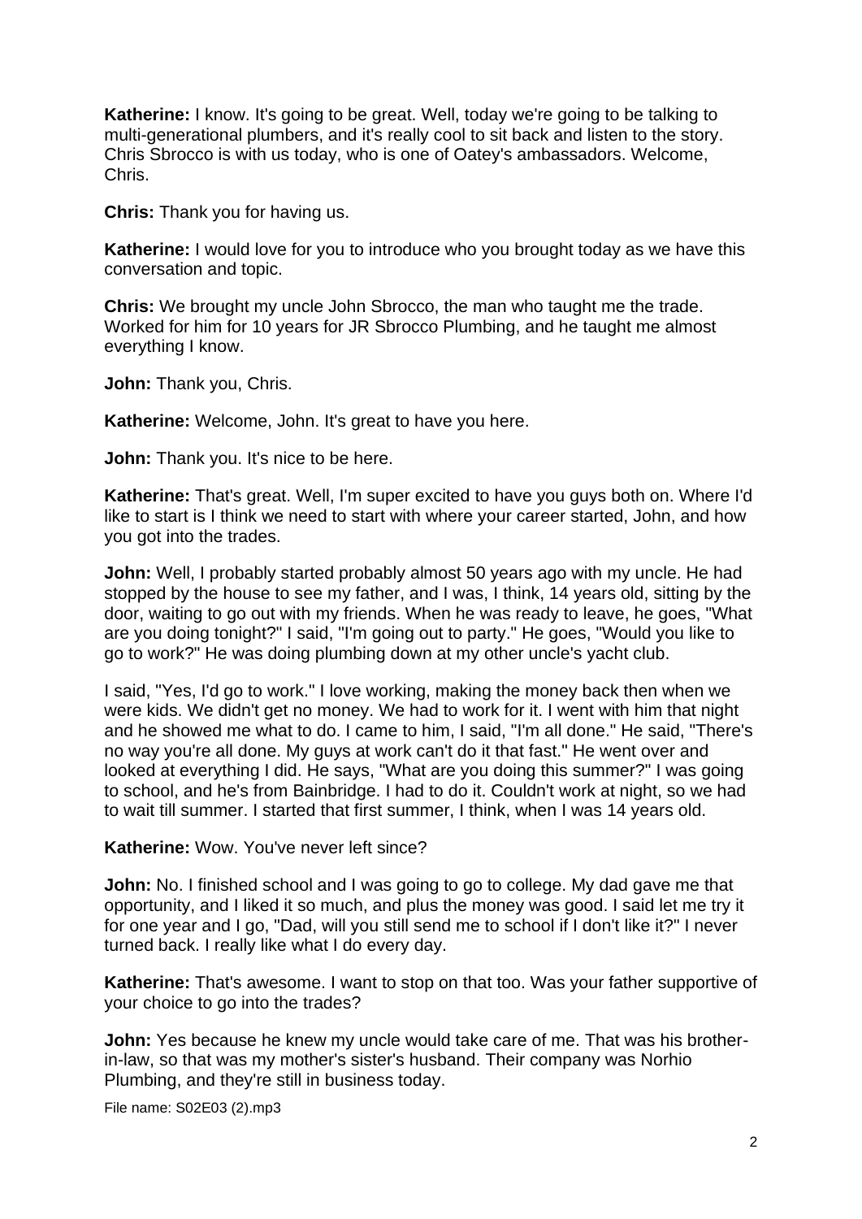**Katherine:** I know. It's going to be great. Well, today we're going to be talking to multi-generational plumbers, and it's really cool to sit back and listen to the story. Chris Sbrocco is with us today, who is one of Oatey's ambassadors. Welcome, Chris.

**Chris:** Thank you for having us.

**Katherine:** I would love for you to introduce who you brought today as we have this conversation and topic.

**Chris:** We brought my uncle John Sbrocco, the man who taught me the trade. Worked for him for 10 years for JR Sbrocco Plumbing, and he taught me almost everything I know.

**John:** Thank you, Chris.

**Katherine:** Welcome, John. It's great to have you here.

**John:** Thank you. It's nice to be here.

**Katherine:** That's great. Well, I'm super excited to have you guys both on. Where I'd like to start is I think we need to start with where your career started, John, and how you got into the trades.

**John:** Well, I probably started probably almost 50 years ago with my uncle. He had stopped by the house to see my father, and I was, I think, 14 years old, sitting by the door, waiting to go out with my friends. When he was ready to leave, he goes, "What are you doing tonight?" I said, "I'm going out to party." He goes, "Would you like to go to work?" He was doing plumbing down at my other uncle's yacht club.

I said, "Yes, I'd go to work." I love working, making the money back then when we were kids. We didn't get no money. We had to work for it. I went with him that night and he showed me what to do. I came to him, I said, "I'm all done." He said, "There's no way you're all done. My guys at work can't do it that fast." He went over and looked at everything I did. He says, "What are you doing this summer?" I was going to school, and he's from Bainbridge. I had to do it. Couldn't work at night, so we had to wait till summer. I started that first summer, I think, when I was 14 years old.

**Katherine:** Wow. You've never left since?

**John:** No. I finished school and I was going to go to college. My dad gave me that opportunity, and I liked it so much, and plus the money was good. I said let me try it for one year and I go, "Dad, will you still send me to school if I don't like it?" I never turned back. I really like what I do every day.

**Katherine:** That's awesome. I want to stop on that too. Was your father supportive of your choice to go into the trades?

**John:** Yes because he knew my uncle would take care of me. That was his brother-in-law, so that was my mother's sister's husband. Their company was Norhio Plumbing, and they're still in business today.

File name: S02E03 (2).mp3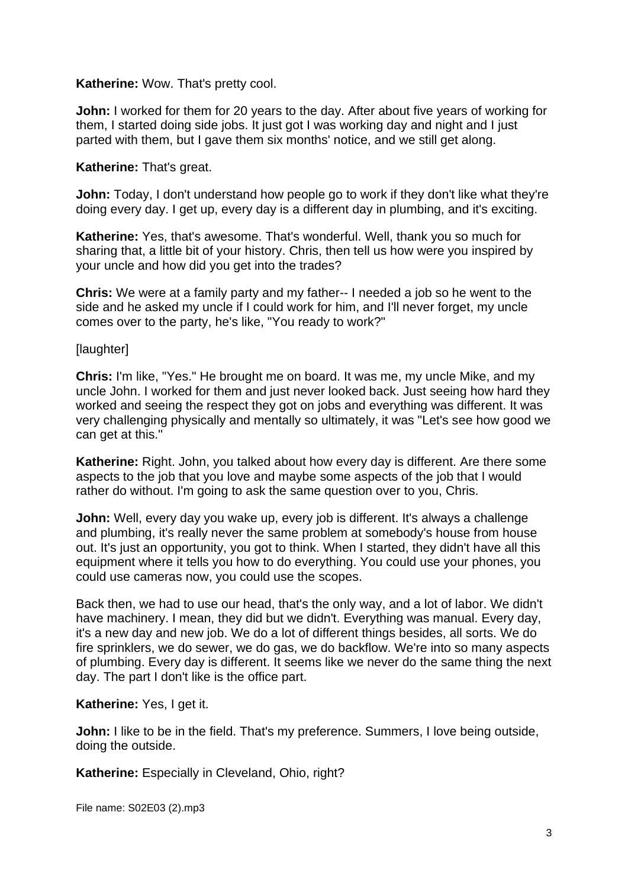**Katherine:** Wow. That's pretty cool.

**John:** I worked for them for 20 years to the day. After about five years of working for them, I started doing side jobs. It just got I was working day and night and I just parted with them, but I gave them six months' notice, and we still get along.

**Katherine:** That's great.

**John:** Today, I don't understand how people go to work if they don't like what they're doing every day. I get up, every day is a different day in plumbing, and it's exciting.

**Katherine:** Yes, that's awesome. That's wonderful. Well, thank you so much for sharing that, a little bit of your history. Chris, then tell us how were you inspired by your uncle and how did you get into the trades?

**Chris:** We were at a family party and my father-- I needed a job so he went to the side and he asked my uncle if I could work for him, and I'll never forget, my uncle comes over to the party, he's like, "You ready to work?"

[laughter]

**Chris:** I'm like, "Yes." He brought me on board. It was me, my uncle Mike, and my uncle John. I worked for them and just never looked back. Just seeing how hard they worked and seeing the respect they got on jobs and everything was different. It was very challenging physically and mentally so ultimately, it was "Let's see how good we can get at this."

**Katherine:** Right. John, you talked about how every day is different. Are there some aspects to the job that you love and maybe some aspects of the job that I would rather do without. I'm going to ask the same question over to you, Chris.

**John:** Well, every day you wake up, every job is different. It's always a challenge and plumbing, it's really never the same problem at somebody's house from house out. It's just an opportunity, you got to think. When I started, they didn't have all this equipment where it tells you how to do everything. You could use your phones, you could use cameras now, you could use the scopes.

Back then, we had to use our head, that's the only way, and a lot of labor. We didn't have machinery. I mean, they did but we didn't. Everything was manual. Every day, it's a new day and new job. We do a lot of different things besides, all sorts. We do fire sprinklers, we do sewer, we do gas, we do backflow. We're into so many aspects of plumbing. Every day is different. It seems like we never do the same thing the next day. The part I don't like is the office part.

**Katherine:** Yes, I get it.

**John:** I like to be in the field. That's my preference. Summers, I love being outside, doing the outside.

**Katherine:** Especially in Cleveland, Ohio, right?

File name: S02E03 (2).mp3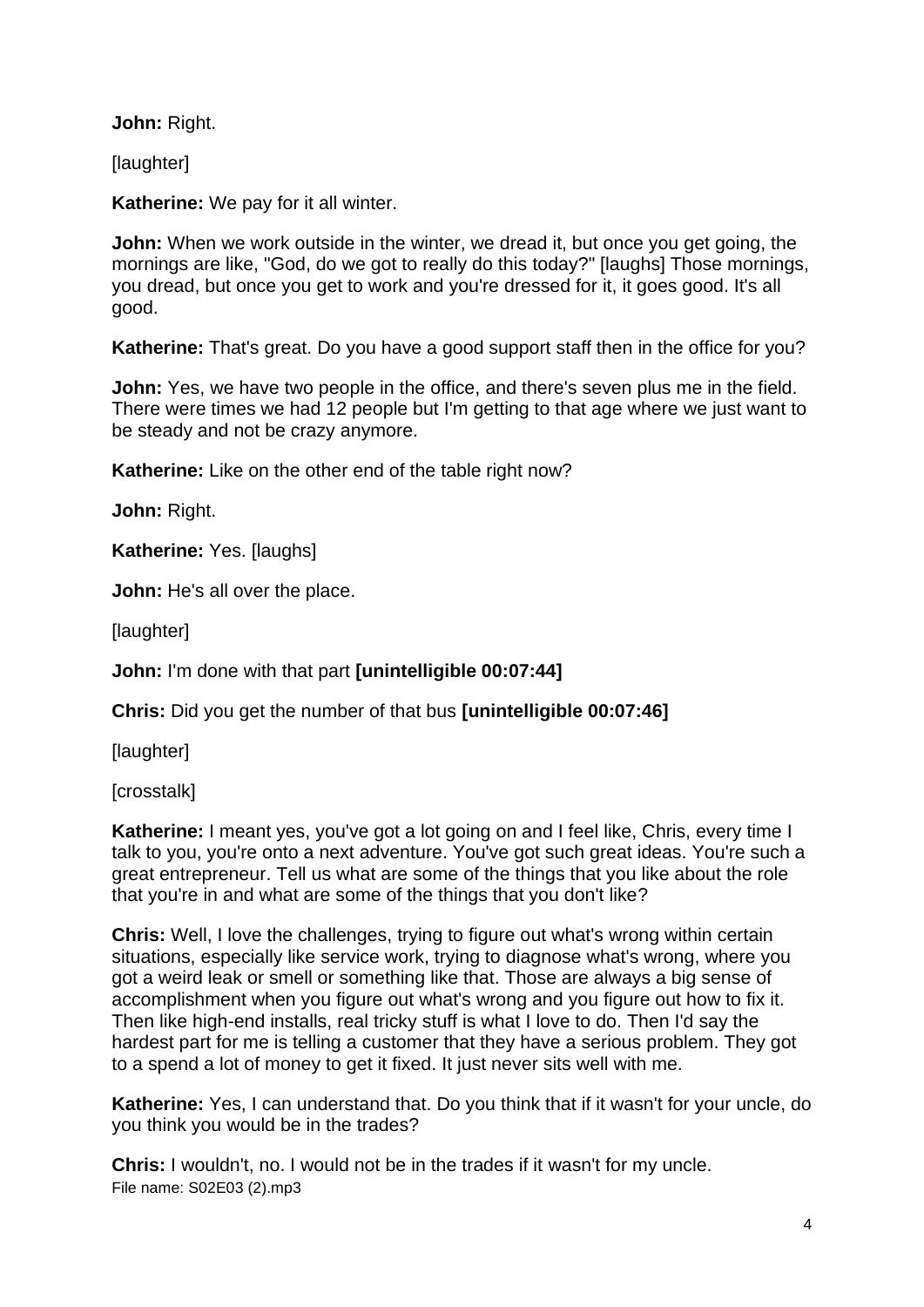**John:** Right.

[laughter]

**Katherine:** We pay for it all winter.

**John:** When we work outside in the winter, we dread it, but once you get going, the mornings are like, "God, do we got to really do this today?" [laughs] Those mornings, you dread, but once you get to work and you're dressed for it, it goes good. It's all good.

**Katherine:** That's great. Do you have a good support staff then in the office for you?

**John:** Yes, we have two people in the office, and there's seven plus me in the field. There were times we had 12 people but I'm getting to that age where we just want to be steady and not be crazy anymore.

**Katherine:** Like on the other end of the table right now?

**John:** Right.

**Katherine:** Yes. [laughs]

**John:** He's all over the place.

[laughter]

**John:** I'm done with that part **[unintelligible 00:07:44]**

**Chris:** Did you get the number of that bus **[unintelligible 00:07:46]**

[laughter]

[crosstalk]

**Katherine:** I meant yes, you've got a lot going on and I feel like, Chris, every time I talk to you, you're onto a next adventure. You've got such great ideas. You're such a great entrepreneur. Tell us what are some of the things that you like about the role that you're in and what are some of the things that you don't like?

**Chris:** Well, I love the challenges, trying to figure out what's wrong within certain situations, especially like service work, trying to diagnose what's wrong, where you got a weird leak or smell or something like that. Those are always a big sense of accomplishment when you figure out what's wrong and you figure out how to fix it. Then like high-end installs, real tricky stuff is what I love to do. Then I'd say the hardest part for me is telling a customer that they have a serious problem. They got to a spend a lot of money to get it fixed. It just never sits well with me.

**Katherine:** Yes, I can understand that. Do you think that if it wasn't for your uncle, do you think you would be in the trades?

**Chris:** I wouldn't, no. I would not be in the trades if it wasn't for my uncle.

File name: S02E03 (2).mp3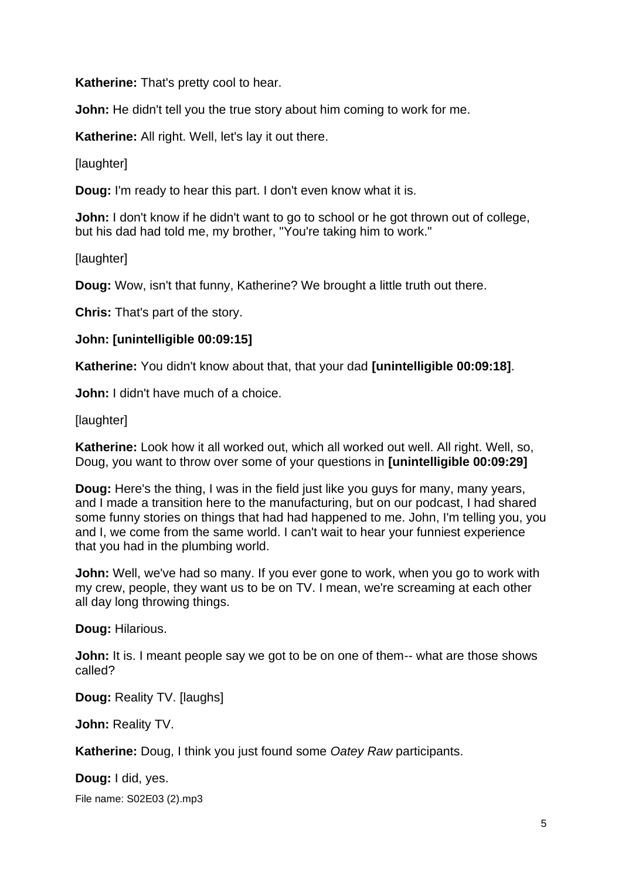**Katherine:** That's pretty cool to hear.

**John:** He didn't tell you the true story about him coming to work for me.

**Katherine:** All right. Well, let's lay it out there.

[laughter]

**Doug:** I'm ready to hear this part. I don't even know what it is.

**John:** I don't know if he didn't want to go to school or he got thrown out of college, but his dad had told me, my brother, "You're taking him to work."

[laughter]

**Doug:** Wow, isn't that funny, Katherine? We brought a little truth out there.

**Chris:** That's part of the story.

**John: [unintelligible 00:09:15]**

**Katherine:** You didn't know about that, that your dad **[unintelligible 00:09:18]**.

**John:** I didn't have much of a choice.

[laughter]

**Katherine:** Look how it all worked out, which all worked out well. All right. Well, so, Doug, you want to throw over some of your questions in **[unintelligible 00:09:29]**

**Doug:** Here's the thing, I was in the field just like you guys for many, many years, and I made a transition here to the manufacturing, but on our podcast, I had shared some funny stories on things that had had happened to me. John, I'm telling you, you and I, we come from the same world. I can't wait to hear your funniest experience that you had in the plumbing world.

**John:** Well, we've had so many. If you ever gone to work, when you go to work with my crew, people, they want us to be on TV. I mean, we're screaming at each other all day long throwing things.

**Doug:** Hilarious.

**John:** It is. I meant people say we got to be on one of them-- what are those shows called?

**Doug:** Reality TV. [laughs]

**John:** Reality TV.

**Katherine:** Doug, I think you just found some *Oatey Raw* participants.

**Doug:** I did, yes.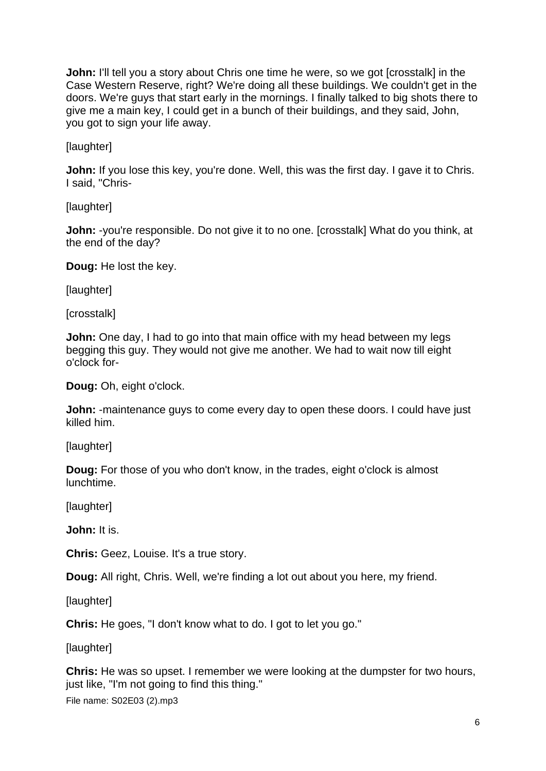**John:** I'll tell you a story about Chris one time he were, so we got [crosstalk] in the Case Western Reserve, right? We're doing all these buildings. We couldn't get in the doors. We're guys that start early in the mornings. I finally talked to big shots there to give me a main key, I could get in a bunch of their buildings, and they said, John, you got to sign your life away.

[laughter]

**John:** If you lose this key, you're done. Well, this was the first day. I gave it to Chris. I said, "Chris-

[laughter]

**John:** -you're responsible. Do not give it to no one. [crosstalk] What do you think, at the end of the day?

**Doug:** He lost the key.

[laughter]

[crosstalk]

**John:** One day, I had to go into that main office with my head between my legs begging this guy. They would not give me another. We had to wait now till eight o'clock for-

**Doug:** Oh, eight o'clock.

**John:** -maintenance guys to come every day to open these doors. I could have just killed him.

[laughter]

**Doug:** For those of you who don't know, in the trades, eight o'clock is almost lunchtime.

[laughter]

**John:** It is.

**Chris:** Geez, Louise. It's a true story.

**Doug:** All right, Chris. Well, we're finding a lot out about you here, my friend.

[laughter]

**Chris:** He goes, "I don't know what to do. I got to let you go."

[laughter]

**Chris:** He was so upset. I remember we were looking at the dumpster for two hours, just like, "I'm not going to find this thing."

File name: S02E03 (2).mp3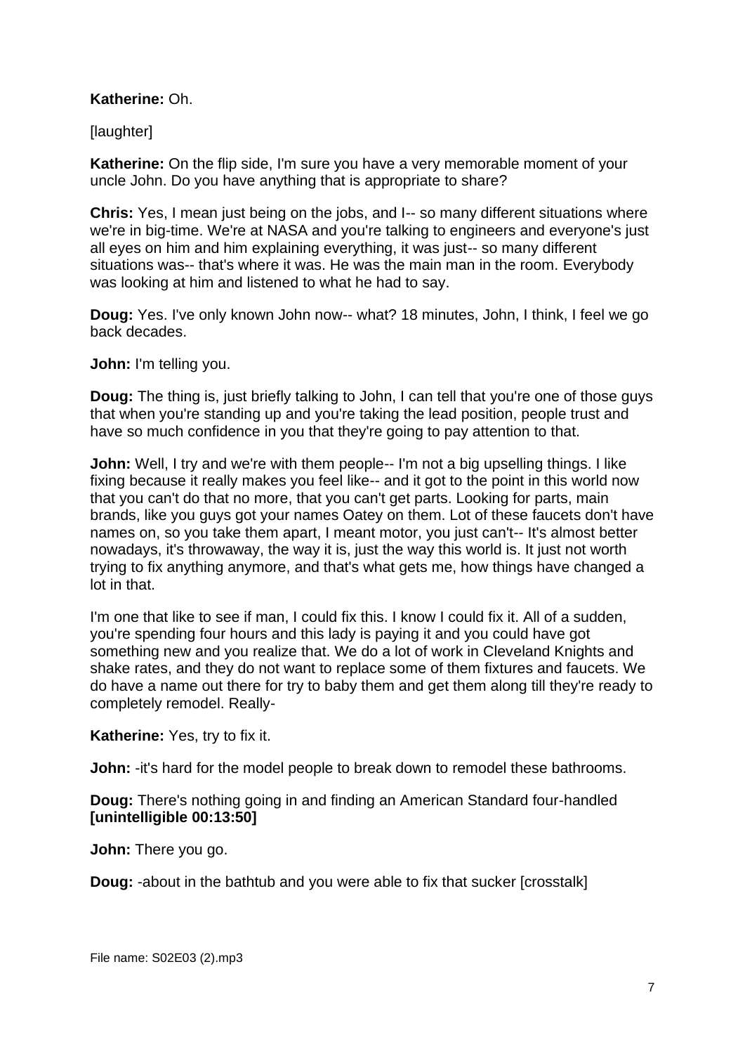**Katherine:** Oh.

[laughter]

**Katherine:** On the flip side, I'm sure you have a very memorable moment of your uncle John. Do you have anything that is appropriate to share?

**Chris:** Yes, I mean just being on the jobs, and I-- so many different situations where we're in big-time. We're at NASA and you're talking to engineers and everyone's just all eyes on him and him explaining everything, it was just-- so many different situations was-- that's where it was. He was the main man in the room. Everybody was looking at him and listened to what he had to say.

**Doug:** Yes. I've only known John now-- what? 18 minutes, John, I think, I feel we go back decades.

**John:** I'm telling you.

**Doug:** The thing is, just briefly talking to John, I can tell that you're one of those guys that when you're standing up and you're taking the lead position, people trust and have so much confidence in you that they're going to pay attention to that.

**John:** Well, I try and we're with them people-- I'm not a big upselling things. I like fixing because it really makes you feel like-- and it got to the point in this world now that you can't do that no more, that you can't get parts. Looking for parts, main brands, like you guys got your names Oatey on them. Lot of these faucets don't have names on, so you take them apart, I meant motor, you just can't-- It's almost better nowadays, it's throwaway, the way it is, just the way this world is. It just not worth trying to fix anything anymore, and that's what gets me, how things have changed a lot in that.

I'm one that like to see if man, I could fix this. I know I could fix it. All of a sudden, you're spending four hours and this lady is paying it and you could have got something new and you realize that. We do a lot of work in Cleveland Knights and shake rates, and they do not want to replace some of them fixtures and faucets. We do have a name out there for try to baby them and get them along till they're ready to completely remodel. Really-

**Katherine:** Yes, try to fix it.

**John:** -it's hard for the model people to break down to remodel these bathrooms.

**Doug:** There's nothing going in and finding an American Standard four-handled **[unintelligible 00:13:50]**

**John:** There you go.

**Doug:** -about in the bathtub and you were able to fix that sucker [crosstalk]

File name: S02E03 (2).mp3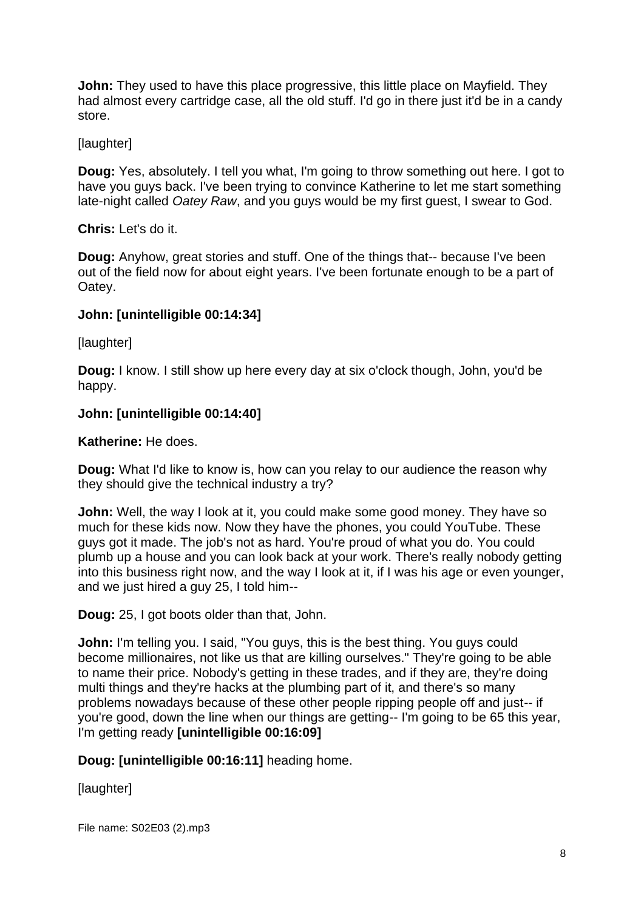**John:** They used to have this place progressive, this little place on Mayfield. They had almost every cartridge case, all the old stuff. I'd go in there just it'd be in a candy store.

[laughter]

**Doug:** Yes, absolutely. I tell you what, I'm going to throw something out here. I got to have you guys back. I've been trying to convince Katherine to let me start something late-night called *Oatey Raw*, and you guys would be my first guest, I swear to God.

**Chris:** Let's do it.

**Doug:** Anyhow, great stories and stuff. One of the things that-- because I've been out of the field now for about eight years. I've been fortunate enough to be a part of Oatey.

**John: [unintelligible 00:14:34]**

[laughter]

**Doug:** I know. I still show up here every day at six o'clock though, John, you'd be happy.

**John: [unintelligible 00:14:40]**

**Katherine:** He does.

**Doug:** What I'd like to know is, how can you relay to our audience the reason why they should give the technical industry a try?

**John:** Well, the way I look at it, you could make some good money. They have so much for these kids now. Now they have the phones, you could YouTube. These guys got it made. The job's not as hard. You're proud of what you do. You could plumb up a house and you can look back at your work. There's really nobody getting into this business right now, and the way I look at it, if I was his age or even younger, and we just hired a guy 25, I told him--

**Doug:** 25, I got boots older than that, John.

**John:** I'm telling you. I said, "You guys, this is the best thing. You guys could become millionaires, not like us that are killing ourselves." They're going to be able to name their price. Nobody's getting in these trades, and if they are, they're doing multi things and they're hacks at the plumbing part of it, and there's so many problems nowadays because of these other people ripping people off and just-- if you're good, down the line when our things are getting-- I'm going to be 65 this year, I'm getting ready **[unintelligible 00:16:09]**

**Doug: [unintelligible 00:16:11]** heading home.

[laughter]

File name: S02E03 (2).mp3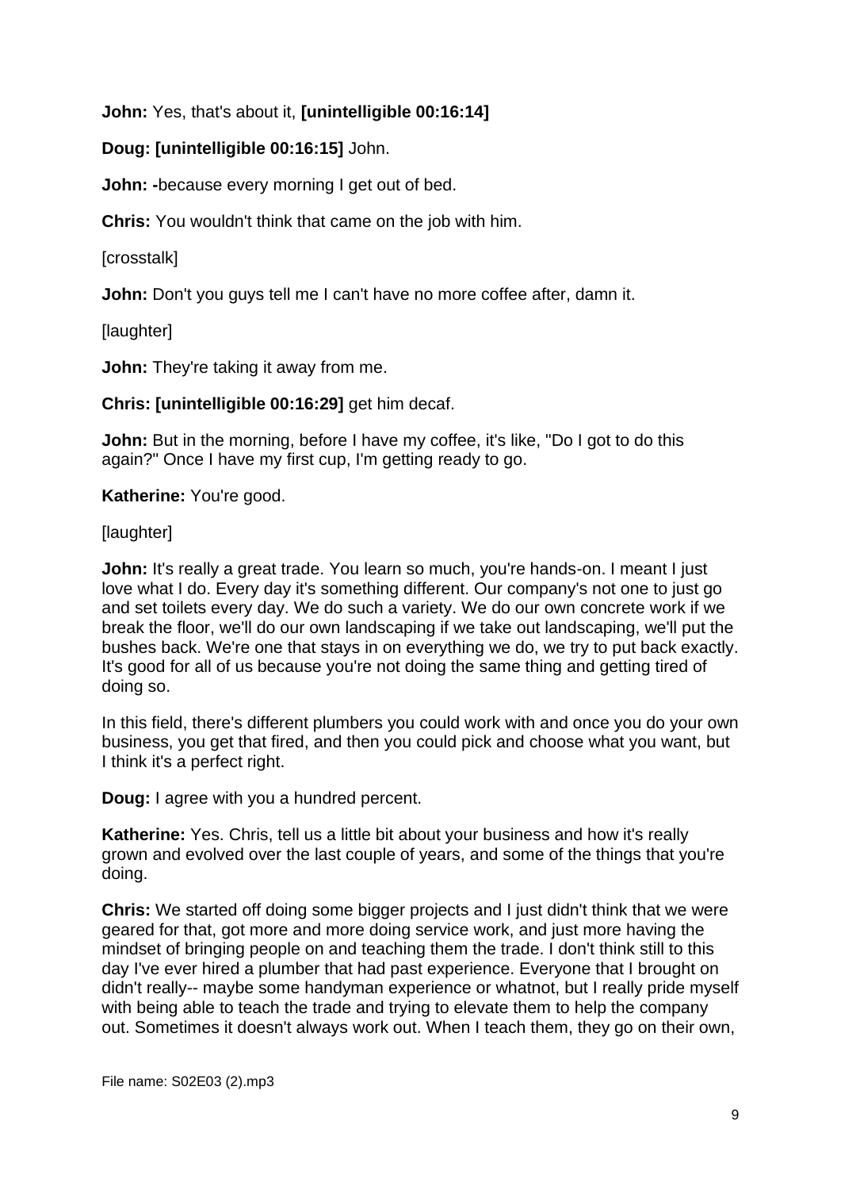**John:** Yes, that's about it, **[unintelligible 00:16:14]**

**Doug: [unintelligible 00:16:15]** John.

**John: -**because every morning I get out of bed.

**Chris:** You wouldn't think that came on the job with him.

[crosstalk]

**John:** Don't you guys tell me I can't have no more coffee after, damn it.

[laughter]

**John:** They're taking it away from me.

**Chris: [unintelligible 00:16:29]** get him decaf.

**John:** But in the morning, before I have my coffee, it's like, "Do I got to do this again?" Once I have my first cup, I'm getting ready to go.

**Katherine:** You're good.

[laughter]

**John:** It's really a great trade. You learn so much, you're hands-on. I meant I just love what I do. Every day it's something different. Our company's not one to just go and set toilets every day. We do such a variety. We do our own concrete work if we break the floor, we'll do our own landscaping if we take out landscaping, we'll put the bushes back. We're one that stays in on everything we do, we try to put back exactly. It's good for all of us because you're not doing the same thing and getting tired of doing so.

In this field, there's different plumbers you could work with and once you do your own business, you get that fired, and then you could pick and choose what you want, but I think it's a perfect right.

**Doug:** I agree with you a hundred percent.

**Katherine:** Yes. Chris, tell us a little bit about your business and how it's really grown and evolved over the last couple of years, and some of the things that you're doing.

**Chris:** We started off doing some bigger projects and I just didn't think that we were geared for that, got more and more doing service work, and just more having the mindset of bringing people on and teaching them the trade. I don't think still to this day I've ever hired a plumber that had past experience. Everyone that I brought on didn't really-- maybe some handyman experience or whatnot, but I really pride myself with being able to teach the trade and trying to elevate them to help the company out. Sometimes it doesn't always work out. When I teach them, they go on their own,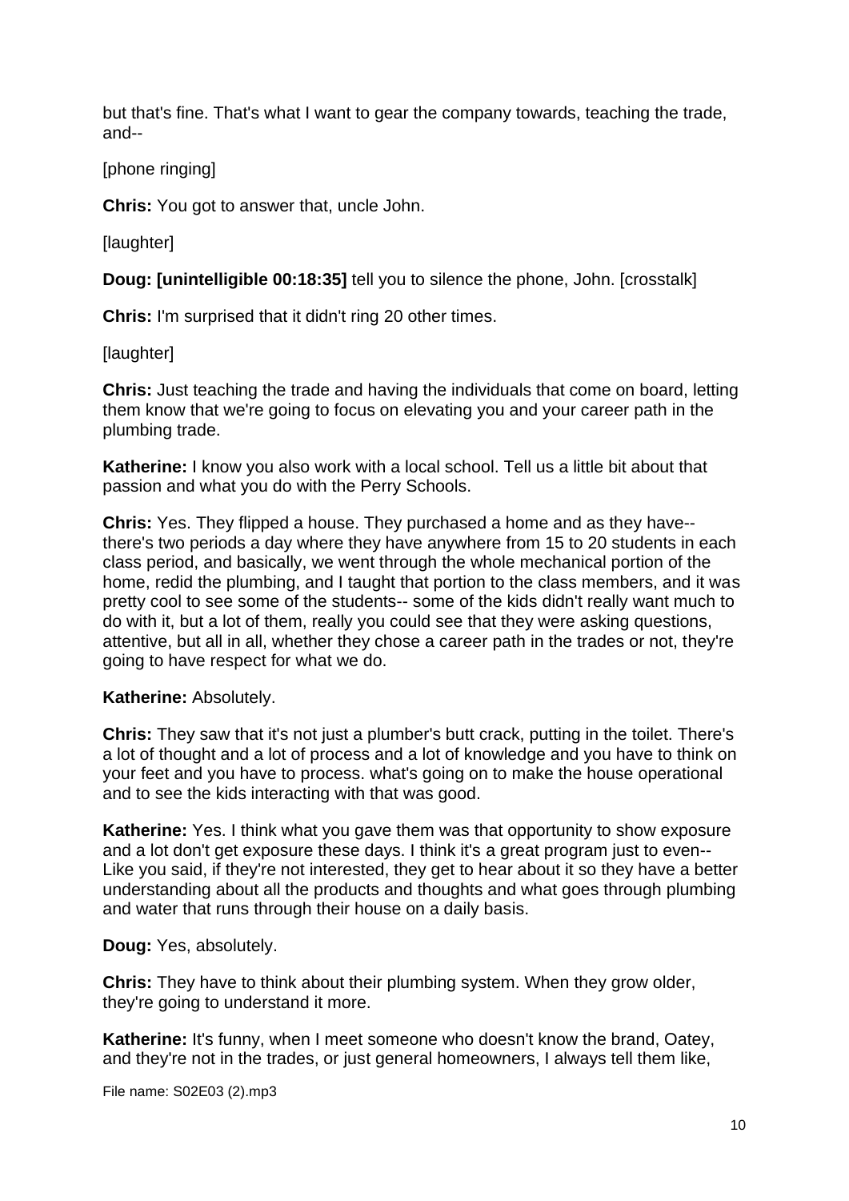but that's fine. That's what I want to gear the company towards, teaching the trade, and--

[phone ringing]

**Chris:** You got to answer that, uncle John.

[laughter]

**Doug: [unintelligible 00:18:35]** tell you to silence the phone, John. [crosstalk]

**Chris:** I'm surprised that it didn't ring 20 other times.

[laughter]

**Chris:** Just teaching the trade and having the individuals that come on board, letting them know that we're going to focus on elevating you and your career path in the plumbing trade.

**Katherine:** I know you also work with a local school. Tell us a little bit about that passion and what you do with the Perry Schools.

**Chris:** Yes. They flipped a house. They purchased a home and as they have-- there's two periods a day where they have anywhere from 15 to 20 students in each class period, and basically, we went through the whole mechanical portion of the home, redid the plumbing, and I taught that portion to the class members, and it was pretty cool to see some of the students-- some of the kids didn't really want much to do with it, but a lot of them, really you could see that they were asking questions, attentive, but all in all, whether they chose a career path in the trades or not, they're going to have respect for what we do.

**Katherine:** Absolutely.

**Chris:** They saw that it's not just a plumber's butt crack, putting in the toilet. There's a lot of thought and a lot of process and a lot of knowledge and you have to think on your feet and you have to process. what's going on to make the house operational and to see the kids interacting with that was good.

**Katherine:** Yes. I think what you gave them was that opportunity to show exposure and a lot don't get exposure these days. I think it's a great program just to even-- Like you said, if they're not interested, they get to hear about it so they have a better understanding about all the products and thoughts and what goes through plumbing and water that runs through their house on a daily basis.

**Doug:** Yes, absolutely.

**Chris:** They have to think about their plumbing system. When they grow older, they're going to understand it more.

**Katherine:** It's funny, when I meet someone who doesn't know the brand, Oatey, and they're not in the trades, or just general homeowners, I always tell them like,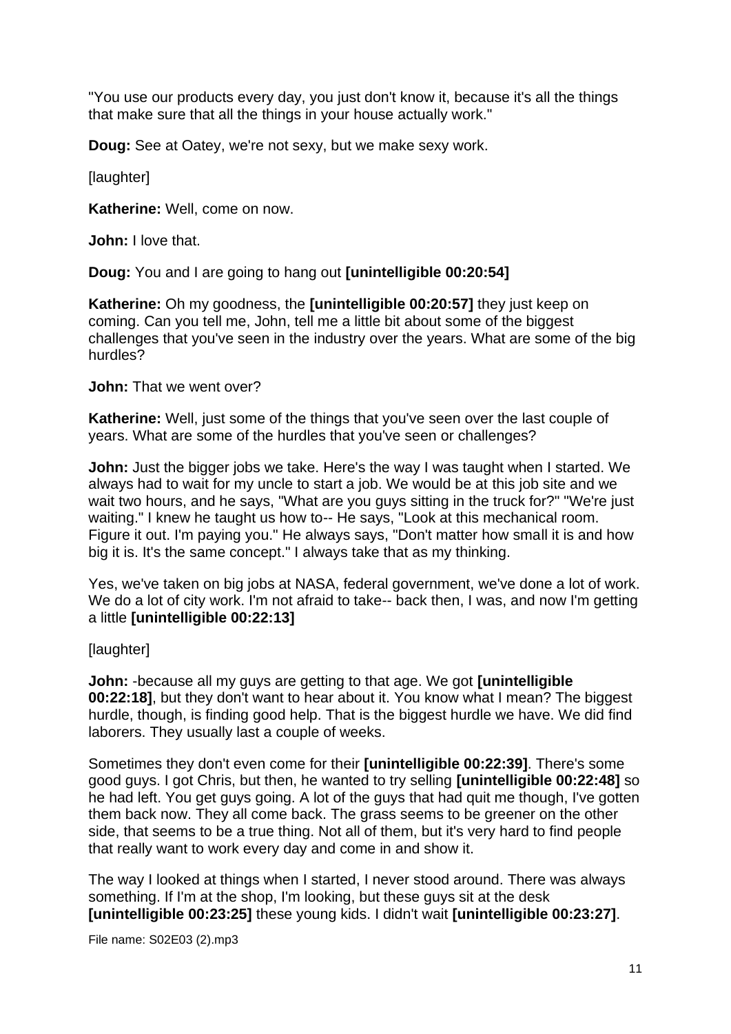"You use our products every day, you just don't know it, because it's all the things that make sure that all the things in your house actually work."

**Doug:** See at Oatey, we're not sexy, but we make sexy work.

[laughter]

**Katherine:** Well, come on now.

**John:** I love that.

**Doug:** You and I are going to hang out **[unintelligible 00:20:54]**

**Katherine:** Oh my goodness, the **[unintelligible 00:20:57]** they just keep on coming. Can you tell me, John, tell me a little bit about some of the biggest challenges that you've seen in the industry over the years. What are some of the big hurdles?

**John:** That we went over?

**Katherine:** Well, just some of the things that you've seen over the last couple of years. What are some of the hurdles that you've seen or challenges?

**John:** Just the bigger jobs we take. Here's the way I was taught when I started. We always had to wait for my uncle to start a job. We would be at this job site and we wait two hours, and he says, "What are you guys sitting in the truck for?" "We're just waiting." I knew he taught us how to-- He says, "Look at this mechanical room. Figure it out. I'm paying you." He always says, "Don't matter how small it is and how big it is. It's the same concept." I always take that as my thinking.

Yes, we've taken on big jobs at NASA, federal government, we've done a lot of work. We do a lot of city work. I'm not afraid to take-- back then, I was, and now I'm getting a little **[unintelligible 00:22:13]**

[laughter]

**John:** -because all my guys are getting to that age. We got **[unintelligible 00:22:18]**, but they don't want to hear about it. You know what I mean? The biggest hurdle, though, is finding good help. That is the biggest hurdle we have. We did find laborers. They usually last a couple of weeks.

Sometimes they don't even come for their **[unintelligible 00:22:39]**. There's some good guys. I got Chris, but then, he wanted to try selling **[unintelligible 00:22:48]** so he had left. You get guys going. A lot of the guys that had quit me though, I've gotten them back now. They all come back. The grass seems to be greener on the other side, that seems to be a true thing. Not all of them, but it's very hard to find people that really want to work every day and come in and show it.

The way I looked at things when I started, I never stood around. There was always something. If I'm at the shop, I'm looking, but these guys sit at the desk **[unintelligible 00:23:25]** these young kids. I didn't wait **[unintelligible 00:23:27]**.

File name: S02E03 (2).mp3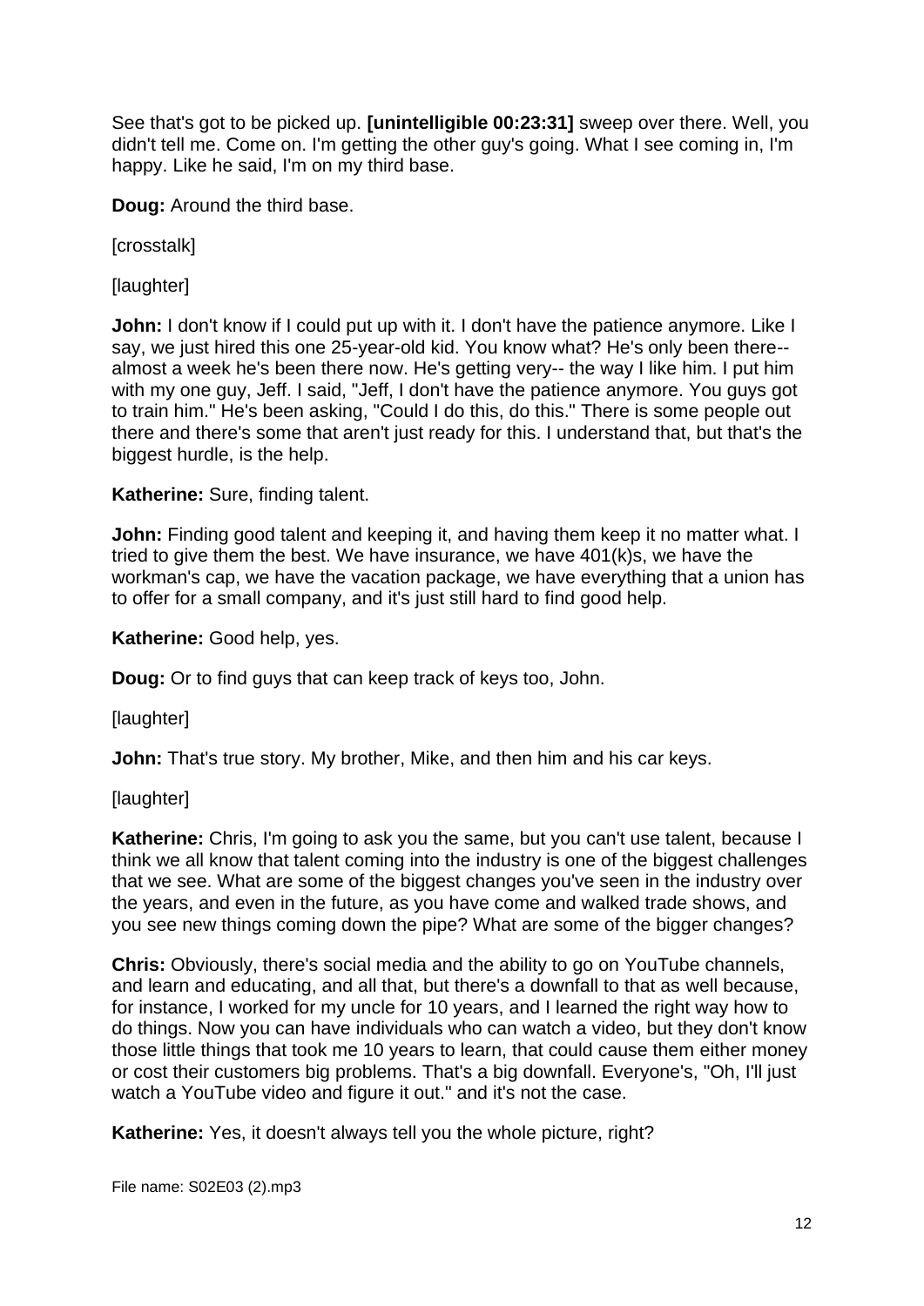See that's got to be picked up. **[unintelligible 00:23:31]** sweep over there. Well, you didn't tell me. Come on. I'm getting the other guy's going. What I see coming in, I'm happy. Like he said, I'm on my third base.

**Doug:** Around the third base.

[crosstalk]

[laughter]

**John:** I don't know if I could put up with it. I don't have the patience anymore. Like I say, we just hired this one 25-year-old kid. You know what? He's only been there-- almost a week he's been there now. He's getting very-- the way I like him. I put him with my one guy, Jeff. I said, "Jeff, I don't have the patience anymore. You guys got to train him." He's been asking, "Could I do this, do this." There is some people out there and there's some that aren't just ready for this. I understand that, but that's the biggest hurdle, is the help.

**Katherine:** Sure, finding talent.

**John:** Finding good talent and keeping it, and having them keep it no matter what. I tried to give them the best. We have insurance, we have 401(k)s, we have the workman's cap, we have the vacation package, we have everything that a union has to offer for a small company, and it's just still hard to find good help.

**Katherine:** Good help, yes.

**Doug:** Or to find guys that can keep track of keys too, John.

[laughter]

**John:** That's true story. My brother, Mike, and then him and his car keys.

[laughter]

**Katherine:** Chris, I'm going to ask you the same, but you can't use talent, because I think we all know that talent coming into the industry is one of the biggest challenges that we see. What are some of the biggest changes you've seen in the industry over the years, and even in the future, as you have come and walked trade shows, and you see new things coming down the pipe? What are some of the bigger changes?

**Chris:** Obviously, there's social media and the ability to go on YouTube channels, and learn and educating, and all that, but there's a downfall to that as well because, for instance, I worked for my uncle for 10 years, and I learned the right way how to do things. Now you can have individuals who can watch a video, but they don't know those little things that took me 10 years to learn, that could cause them either money or cost their customers big problems. That's a big downfall. Everyone's, "Oh, I'll just watch a YouTube video and figure it out." and it's not the case.

**Katherine:** Yes, it doesn't always tell you the whole picture, right?

File name: S02E03 (2).mp3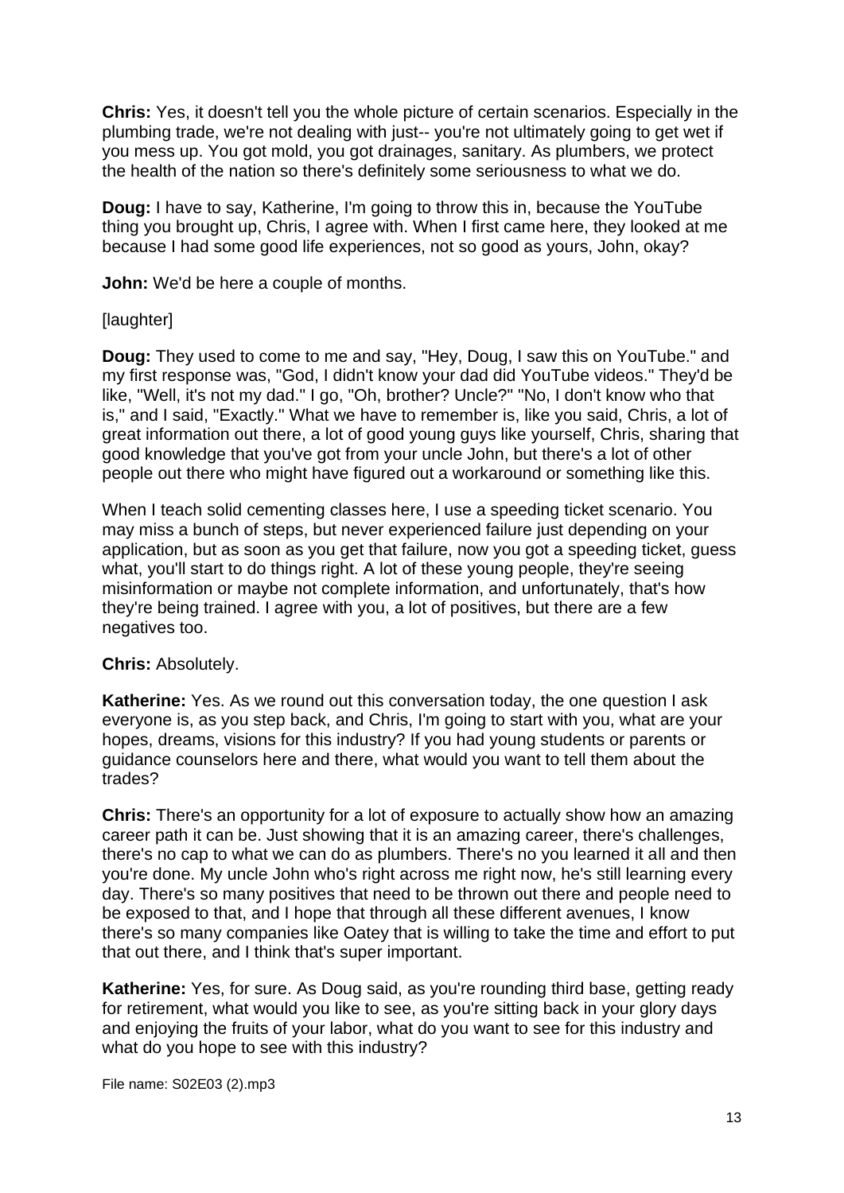**Chris:** Yes, it doesn't tell you the whole picture of certain scenarios. Especially in the plumbing trade, we're not dealing with just-- you're not ultimately going to get wet if you mess up. You got mold, you got drainages, sanitary. As plumbers, we protect the health of the nation so there's definitely some seriousness to what we do.

**Doug:** I have to say, Katherine, I'm going to throw this in, because the YouTube thing you brought up, Chris, I agree with. When I first came here, they looked at me because I had some good life experiences, not so good as yours, John, okay?

**John:** We'd be here a couple of months.

[laughter]

**Doug:** They used to come to me and say, "Hey, Doug, I saw this on YouTube." and my first response was, "God, I didn't know your dad did YouTube videos." They'd be like, "Well, it's not my dad." I go, "Oh, brother? Uncle?" "No, I don't know who that is," and I said, "Exactly." What we have to remember is, like you said, Chris, a lot of great information out there, a lot of good young guys like yourself, Chris, sharing that good knowledge that you've got from your uncle John, but there's a lot of other people out there who might have figured out a workaround or something like this.

When I teach solid cementing classes here, I use a speeding ticket scenario. You may miss a bunch of steps, but never experienced failure just depending on your application, but as soon as you get that failure, now you got a speeding ticket, guess what, you'll start to do things right. A lot of these young people, they're seeing misinformation or maybe not complete information, and unfortunately, that's how they're being trained. I agree with you, a lot of positives, but there are a few negatives too.

**Chris:** Absolutely.

**Katherine:** Yes. As we round out this conversation today, the one question I ask everyone is, as you step back, and Chris, I'm going to start with you, what are your hopes, dreams, visions for this industry? If you had young students or parents or guidance counselors here and there, what would you want to tell them about the trades?

**Chris:** There's an opportunity for a lot of exposure to actually show how an amazing career path it can be. Just showing that it is an amazing career, there's challenges, there's no cap to what we can do as plumbers. There's no you learned it all and then you're done. My uncle John who's right across me right now, he's still learning every day. There's so many positives that need to be thrown out there and people need to be exposed to that, and I hope that through all these different avenues, I know there's so many companies like Oatey that is willing to take the time and effort to put that out there, and I think that's super important.

**Katherine:** Yes, for sure. As Doug said, as you're rounding third base, getting ready for retirement, what would you like to see, as you're sitting back in your glory days and enjoying the fruits of your labor, what do you want to see for this industry and what do you hope to see with this industry?

File name: S02E03 (2).mp3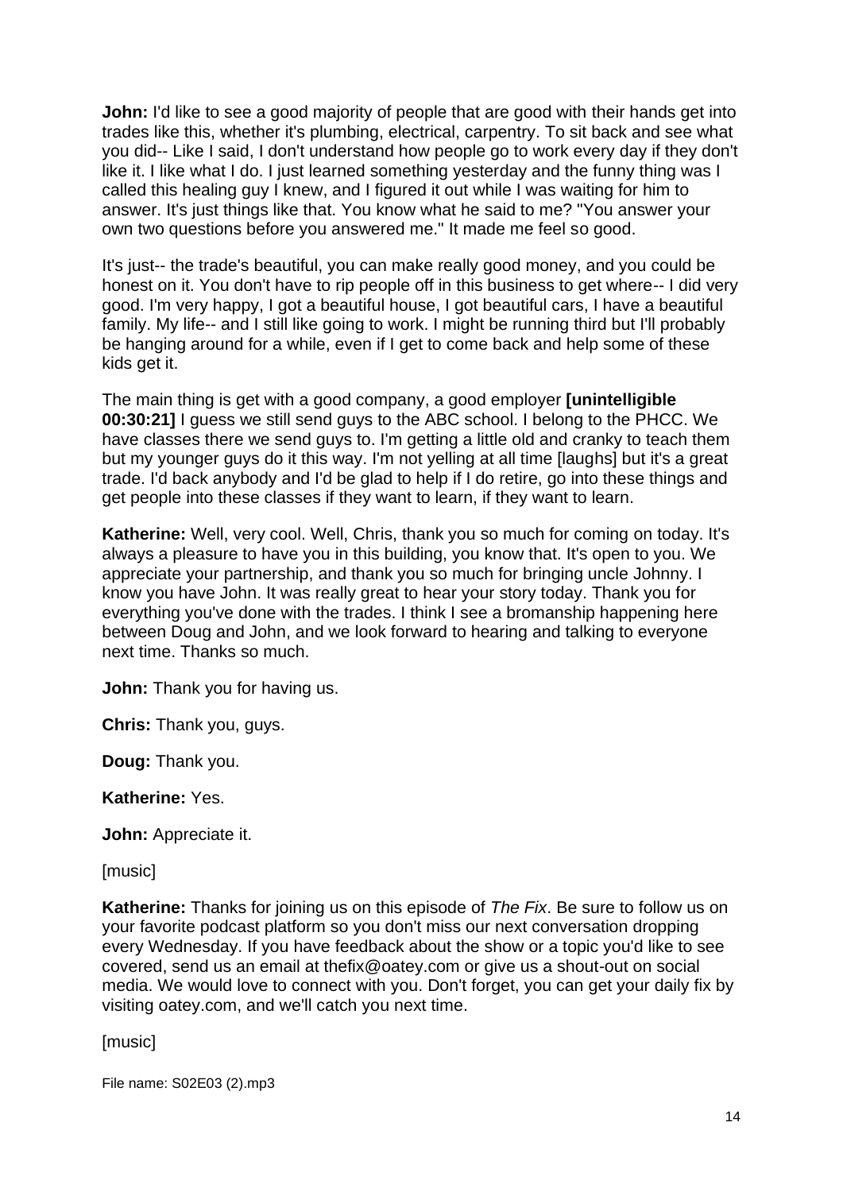**John:** I'd like to see a good majority of people that are good with their hands get into trades like this, whether it's plumbing, electrical, carpentry. To sit back and see what you did-- Like I said, I don't understand how people go to work every day if they don't like it. I like what I do. I just learned something yesterday and the funny thing was I called this healing guy I knew, and I figured it out while I was waiting for him to answer. It's just things like that. You know what he said to me? "You answer your own two questions before you answered me." It made me feel so good.

It's just-- the trade's beautiful, you can make really good money, and you could be honest on it. You don't have to rip people off in this business to get where-- I did very good. I'm very happy, I got a beautiful house, I got beautiful cars, I have a beautiful family. My life-- and I still like going to work. I might be running third but I'll probably be hanging around for a while, even if I get to come back and help some of these kids get it.

The main thing is get with a good company, a good employer **[unintelligible 00:30:21]** I guess we still send guys to the ABC school. I belong to the PHCC. We have classes there we send guys to. I'm getting a little old and cranky to teach them but my younger guys do it this way. I'm not yelling at all time [laughs] but it's a great trade. I'd back anybody and I'd be glad to help if I do retire, go into these things and get people into these classes if they want to learn, if they want to learn.

**Katherine:** Well, very cool. Well, Chris, thank you so much for coming on today. It's always a pleasure to have you in this building, you know that. It's open to you. We appreciate your partnership, and thank you so much for bringing uncle Johnny. I know you have John. It was really great to hear your story today. Thank you for everything you've done with the trades. I think I see a bromanship happening here between Doug and John, and we look forward to hearing and talking to everyone next time. Thanks so much.

**John:** Thank you for having us.

**Chris:** Thank you, guys.

**Doug:** Thank you.

**Katherine:** Yes.

**John:** Appreciate it.

[music]

**Katherine:** Thanks for joining us on this episode of *The Fix*. Be sure to follow us on your favorite podcast platform so you don't miss our next conversation dropping every Wednesday. If you have feedback about the show or a topic you'd like to see covered, send us an email at thefix@oatey.com or give us a shout-out on social media. We would love to connect with you. Don't forget, you can get your daily fix by visiting oatey.com, and we'll catch you next time.

[music]

File name: S02E03 (2).mp3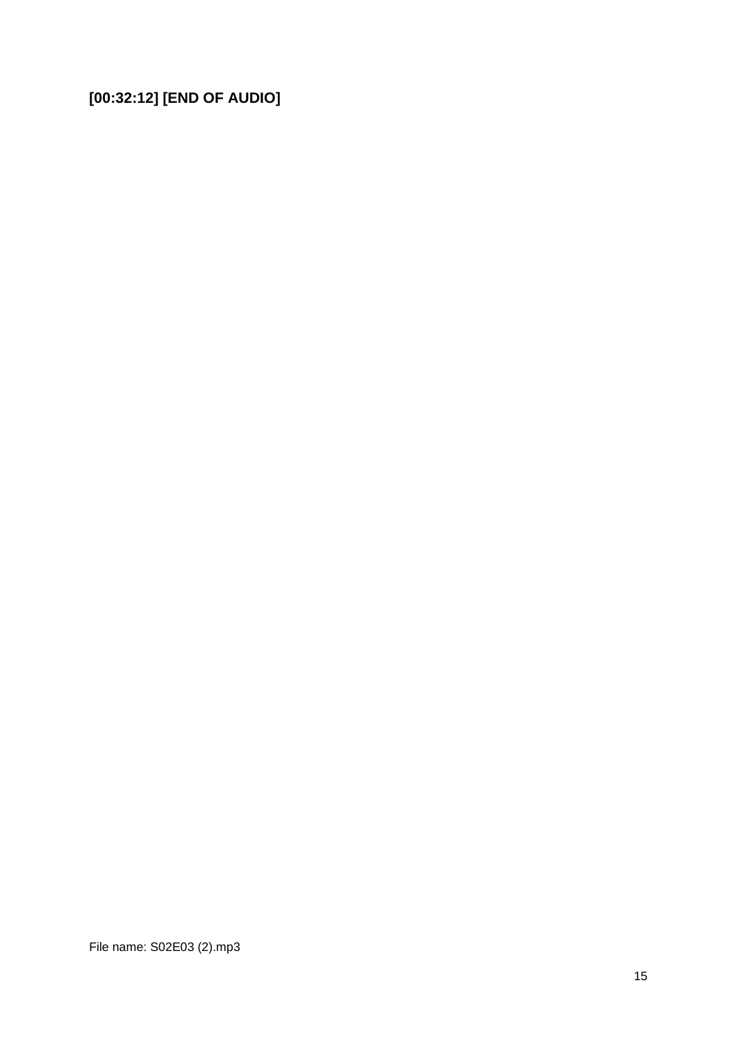**[00:32:12] [END OF AUDIO]**

File name: S02E03 (2).mp3